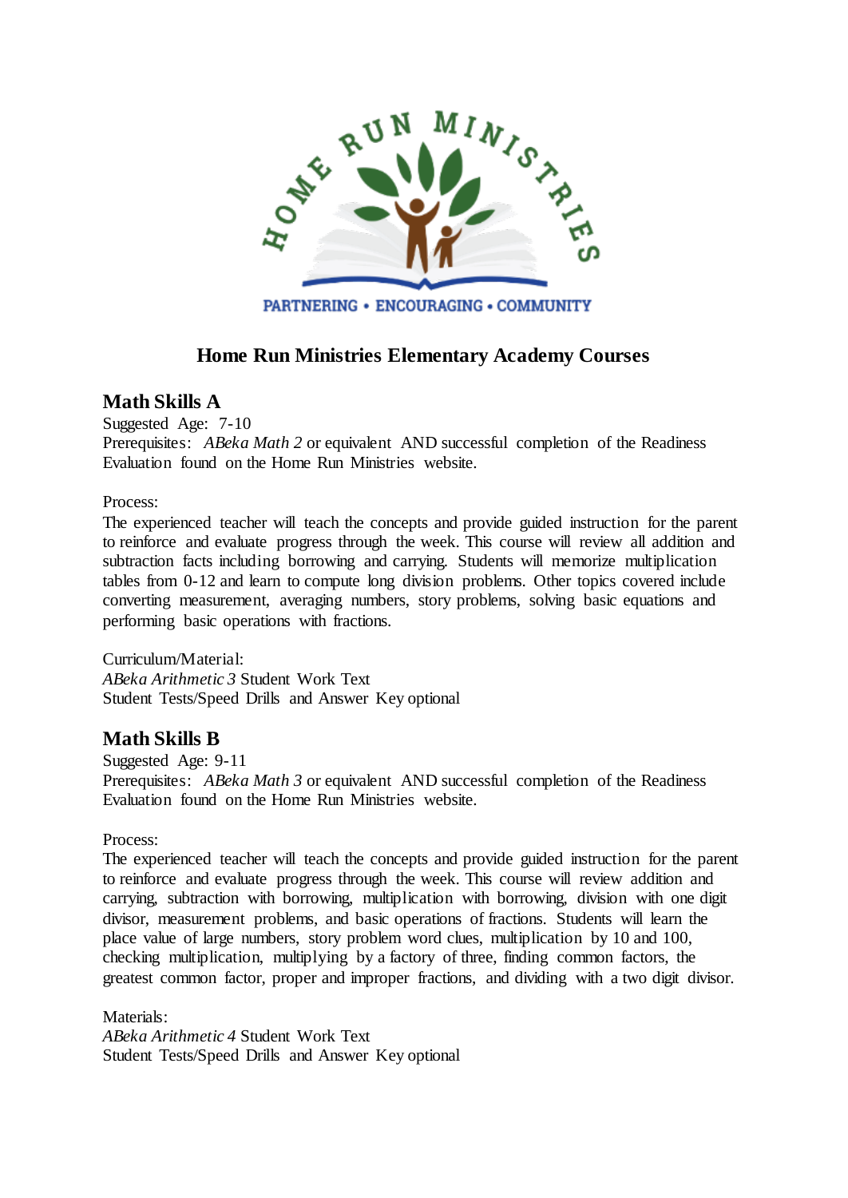HOME RUN MINISTRIES

PARTNERING • ENCOURAGING • COMMUNITY

# Home Run Ministries Elementary Academy Courses

## Math Skills A

Suggested Age: 7-10

Prerequisites: *ABeka Math 2* or equivalent AND successful completion of the Readiness Evaluation found on the Home Run Ministries website.

Process:

The experienced teacher will teach the concepts and provide guided instruction for the parent to reinforce and evaluate progress through the week. This course will review all addition and subtraction facts including borrowing and carrying. Students will memorize multiplication tables from 0-12 and learn to compute long division problems. Other topics covered include converting measurement, averaging numbers, story problems, solving basic equations and performing basic operations with fractions.

Curriculum/Material:

*ABeka Arithmetic 3* Student Work Text

Student Tests/Speed Drills and Answer Key optional

## Math Skills B

Suggested Age: 9-11

Prerequisites: *ABeka Math 3* or equivalent AND successful completion of the Readiness Evaluation found on the Home Run Ministries website.

Process:

The experienced teacher will teach the concepts and provide guided instruction for the parent to reinforce and evaluate progress through the week. This course will review addition and carrying, subtraction with borrowing, multiplication with borrowing, division with one digit divisor, measurement problems, and basic operations of fractions. Students will learn the place value of large numbers, story problem word clues, multiplication by 10 and 100, checking multiplication, multiplying by a factory of three, finding common factors, the greatest common factor, proper and improper fractions, and dividing with a two digit divisor.

Materials:

*ABeka Arithmetic 4* Student Work Text

Student Tests/Speed Drills and Answer Key optional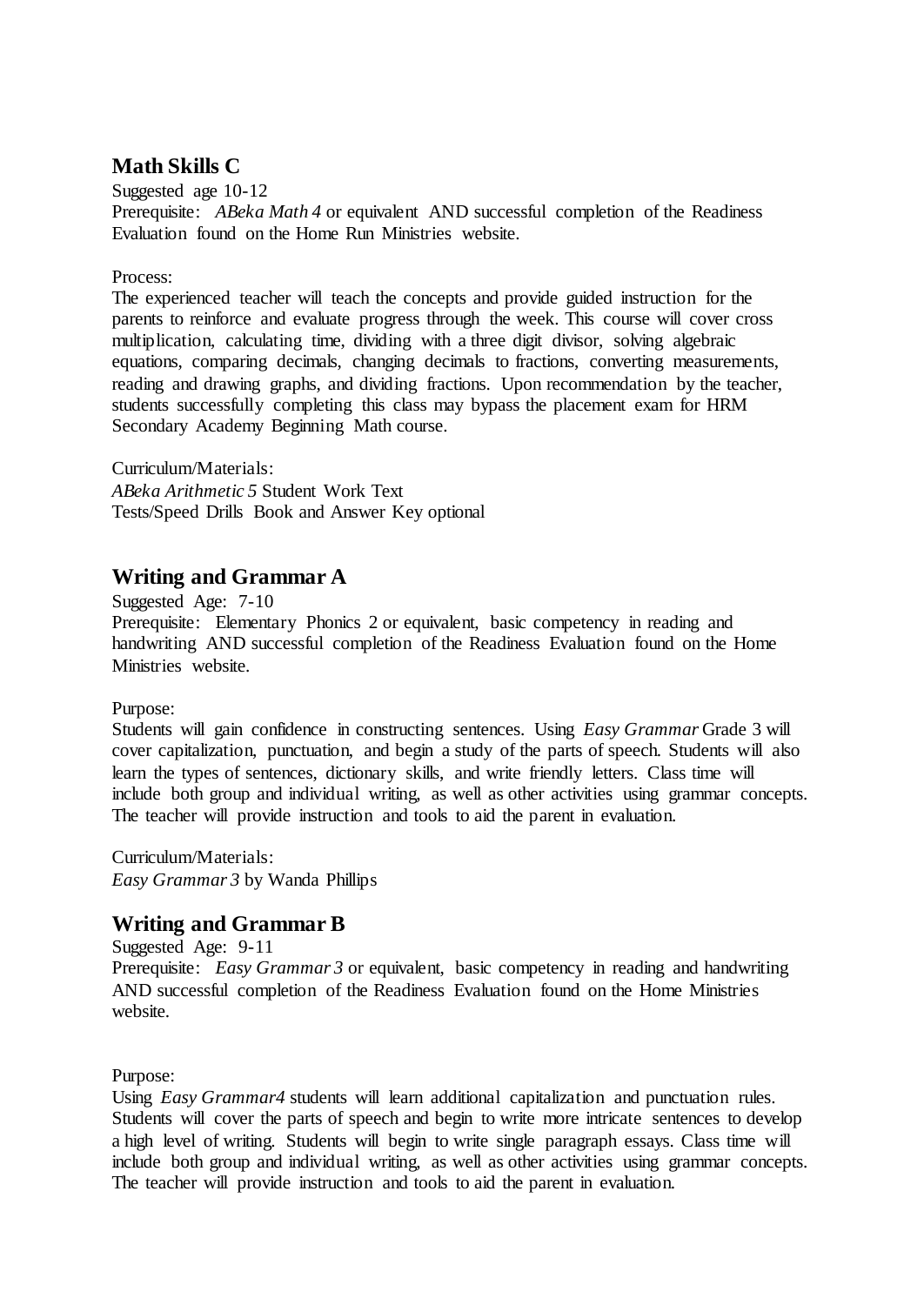## Math Skills C

Suggested age 10-12

Prerequisite: *ABeka Math 4* or equivalent AND successful completion of the Readiness Evaluation found on the Home Run Ministries website.

Process:

The experienced teacher will teach the concepts and provide guided instruction for the parents to reinforce and evaluate progress through the week. This course will cover cross multiplication, calculating time, dividing with a three digit divisor, solving algebraic equations, comparing decimals, changing decimals to fractions, converting measurements, reading and drawing graphs, and dividing fractions. Upon recommendation by the teacher, students successfully completing this class may bypass the placement exam for HRM Secondary Academy Beginning Math course.

Curriculum/Materials:

*ABeka Arithmetic 5* Student Work Text

Tests/Speed Drills Book and Answer Key optional

## Writing and Grammar A

Suggested Age: 7-10

Prerequisite: Elementary Phonics 2 or equivalent, basic competency in reading and handwriting AND successful completion of the Readiness Evaluation found on the Home Ministries website.

Purpose:

Students will gain confidence in constructing sentences. Using *Easy Grammar* Grade 3 will cover capitalization, punctuation, and begin a study of the parts of speech. Students will also learn the types of sentences, dictionary skills, and write friendly letters. Class time will include both group and individual writing, as well as other activities using grammar concepts. The teacher will provide instruction and tools to aid the parent in evaluation.

Curriculum/Materials:

*Easy Grammar 3* by Wanda Phillips

## Writing and Grammar B

Suggested Age: 9-11

Prerequisite: *Easy Grammar 3* or equivalent, basic competency in reading and handwriting AND successful completion of the Readiness Evaluation found on the Home Ministries website.

Purpose:

Using *Easy Grammar4* students will learn additional capitalization and punctuation rules. Students will cover the parts of speech and begin to write more intricate sentences to develop a high level of writing. Students will begin to write single paragraph essays. Class time will include both group and individual writing, as well as other activities using grammar concepts. The teacher will provide instruction and tools to aid the parent in evaluation.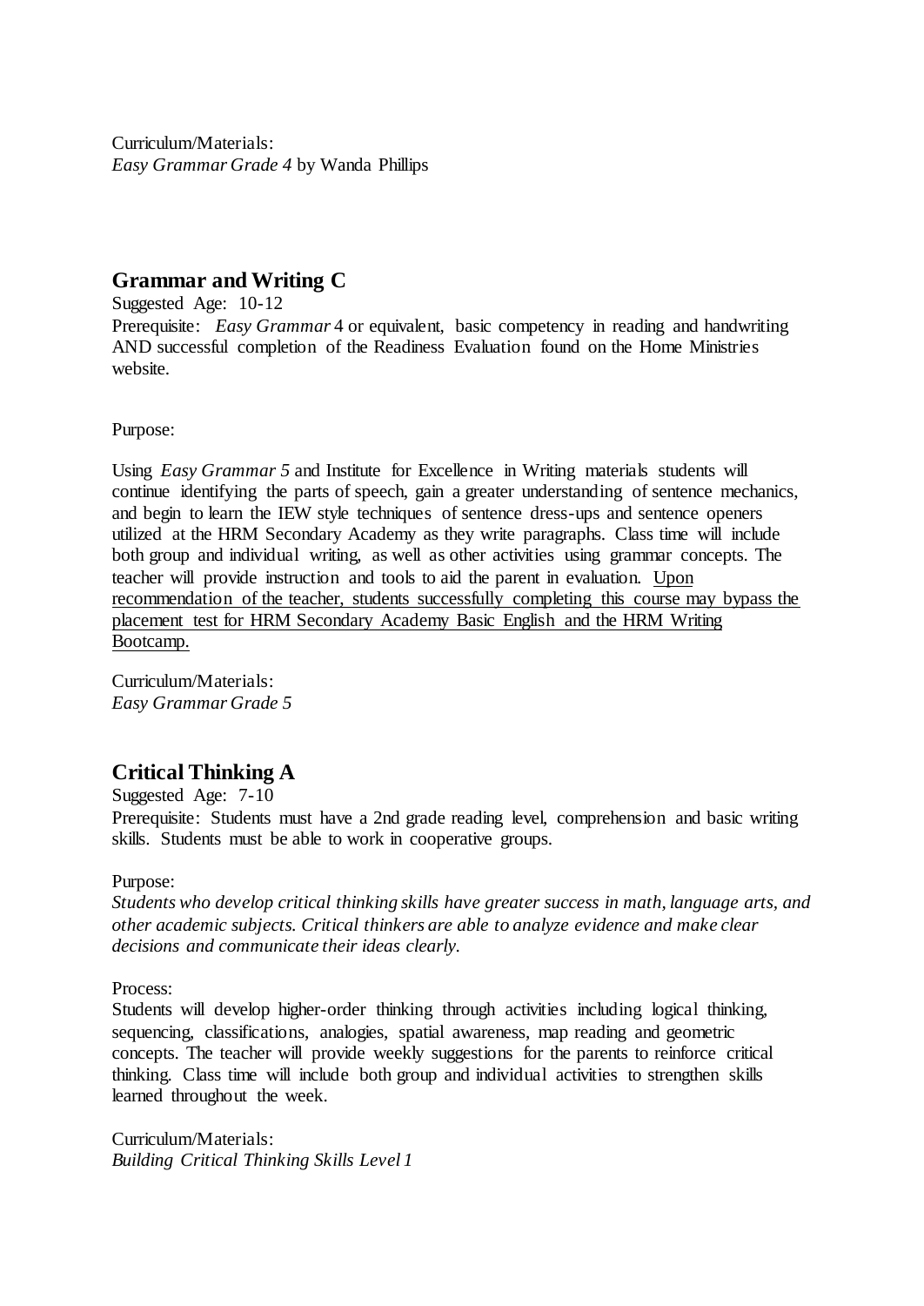Curriculum/Materials:
*Easy Grammar Grade 4* by Wanda Phillips

## Grammar and Writing C

Suggested Age: 10-12
Prerequisite: *Easy Grammar* 4 or equivalent, basic competency in reading and handwriting AND successful completion of the Readiness Evaluation found on the Home Ministries website.

Purpose:

Using *Easy Grammar 5* and Institute for Excellence in Writing materials students will continue identifying the parts of speech, gain a greater understanding of sentence mechanics, and begin to learn the IEW style techniques of sentence dress-ups and sentence openers utilized at the HRM Secondary Academy as they write paragraphs. Class time will include both group and individual writing, as well as other activities using grammar concepts. The teacher will provide instruction and tools to aid the parent in evaluation. <u>Upon recommendation of the teacher, students successfully completing this course may bypass the placement test for HRM Secondary Academy Basic English and the HRM Writing Bootcamp.</u>

Curriculum/Materials:
*Easy Grammar Grade 5*

## Critical Thinking A

Suggested Age: 7-10
Prerequisite: Students must have a 2nd grade reading level, comprehension and basic writing skills. Students must be able to work in cooperative groups.

Purpose:
*Students who develop critical thinking skills have greater success in math, language arts, and other academic subjects. Critical thinkers are able to analyze evidence and make clear decisions and communicate their ideas clearly.*

Process:
Students will develop higher-order thinking through activities including logical thinking, sequencing, classifications, analogies, spatial awareness, map reading and geometric concepts. The teacher will provide weekly suggestions for the parents to reinforce critical thinking. Class time will include both group and individual activities to strengthen skills learned throughout the week.

Curriculum/Materials:
*Building Critical Thinking Skills Level 1*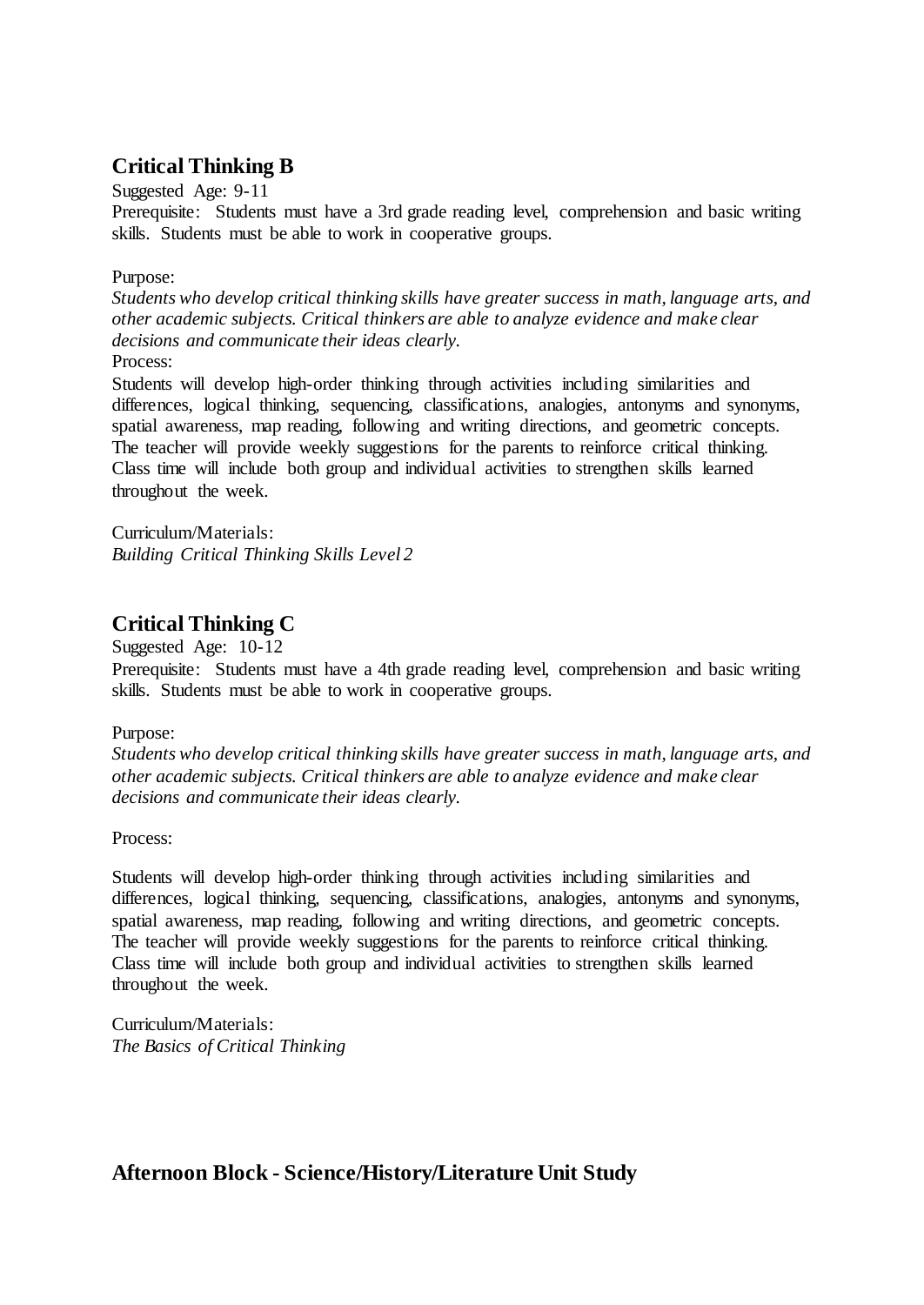## Critical Thinking B

Suggested Age: 9-11

Prerequisite: Students must have a 3rd grade reading level, comprehension and basic writing skills. Students must be able to work in cooperative groups.

Purpose:

*Students who develop critical thinking skills have greater success in math, language arts, and other academic subjects. Critical thinkers are able to analyze evidence and make clear decisions and communicate their ideas clearly.*

Process:

Students will develop high-order thinking through activities including similarities and differences, logical thinking, sequencing, classifications, analogies, antonyms and synonyms, spatial awareness, map reading, following and writing directions, and geometric concepts. The teacher will provide weekly suggestions for the parents to reinforce critical thinking. Class time will include both group and individual activities to strengthen skills learned throughout the week.

Curriculum/Materials:

*Building Critical Thinking Skills Level 2*

## Critical Thinking C

Suggested Age: 10-12

Prerequisite: Students must have a 4th grade reading level, comprehension and basic writing skills. Students must be able to work in cooperative groups.

Purpose:

*Students who develop critical thinking skills have greater success in math, language arts, and other academic subjects. Critical thinkers are able to analyze evidence and make clear decisions and communicate their ideas clearly.*

Process:

Students will develop high-order thinking through activities including similarities and differences, logical thinking, sequencing, classifications, analogies, antonyms and synonyms, spatial awareness, map reading, following and writing directions, and geometric concepts. The teacher will provide weekly suggestions for the parents to reinforce critical thinking. Class time will include both group and individual activities to strengthen skills learned throughout the week.

Curriculum/Materials:

*The Basics of Critical Thinking*

## Afternoon Block - Science/History/Literature Unit Study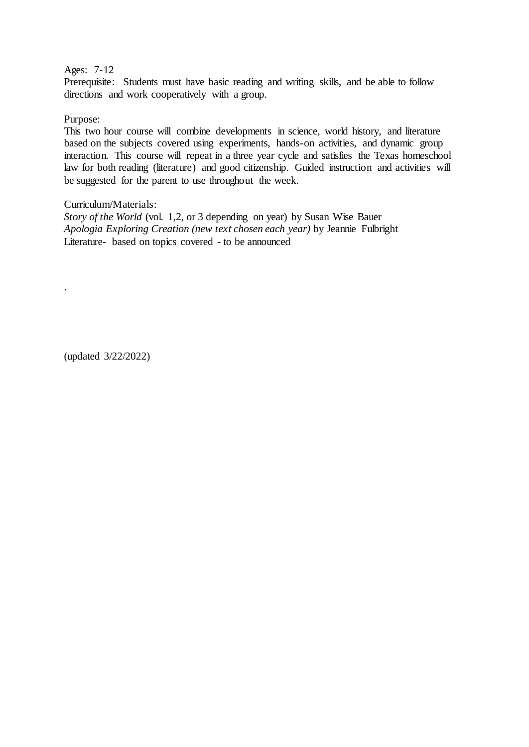Ages: 7-12
Prerequisite: Students must have basic reading and writing skills, and be able to follow directions and work cooperatively with a group.

Purpose:
This two hour course will combine developments in science, world history, and literature based on the subjects covered using experiments, hands-on activities, and dynamic group interaction. This course will repeat in a three year cycle and satisfies the Texas homeschool law for both reading (literature) and good citizenship. Guided instruction and activities will be suggested for the parent to use throughout the week.

Curriculum/Materials:
*Story of the World* (vol. 1,2, or 3 depending on year) by Susan Wise Bauer
*Apologia Exploring Creation (new text chosen each year)* by Jeannie Fulbright
Literature- based on topics covered - to be announced

.

(updated 3/22/2022)